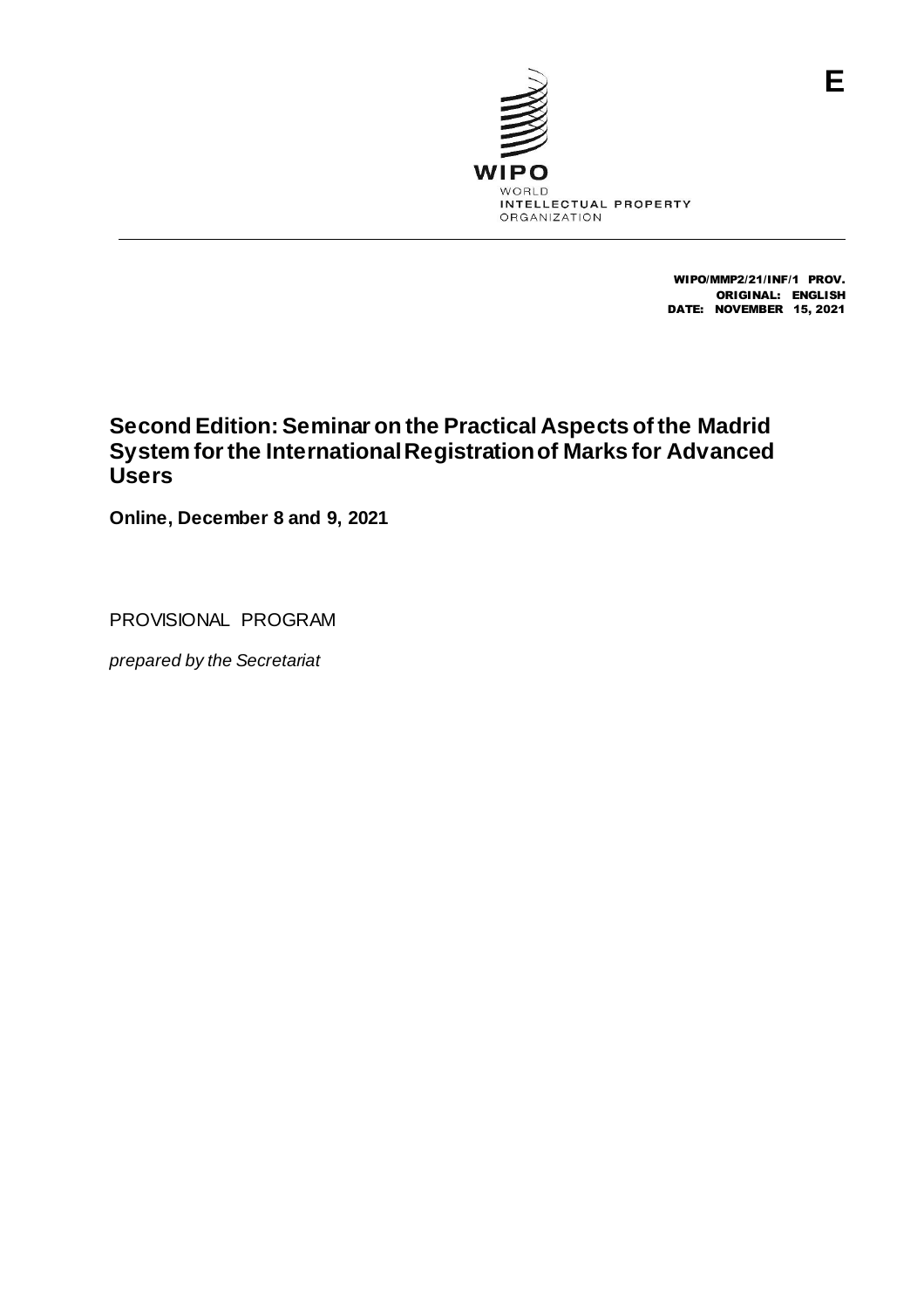E

WIPO
WORLD
INTELLECTUAL PROPERTY
ORGANIZATION

WIPO/MMP2/21/INF/1 PROV.
ORIGINAL: ENGLISH
DATE: NOVEMBER 15, 2021

# Second Edition: Seminar on the Practical Aspects of the Madrid System for the International Registration of Marks for Advanced Users

**Online, December 8 and 9, 2021**

PROVISIONAL PROGRAM

*prepared by the Secretariat*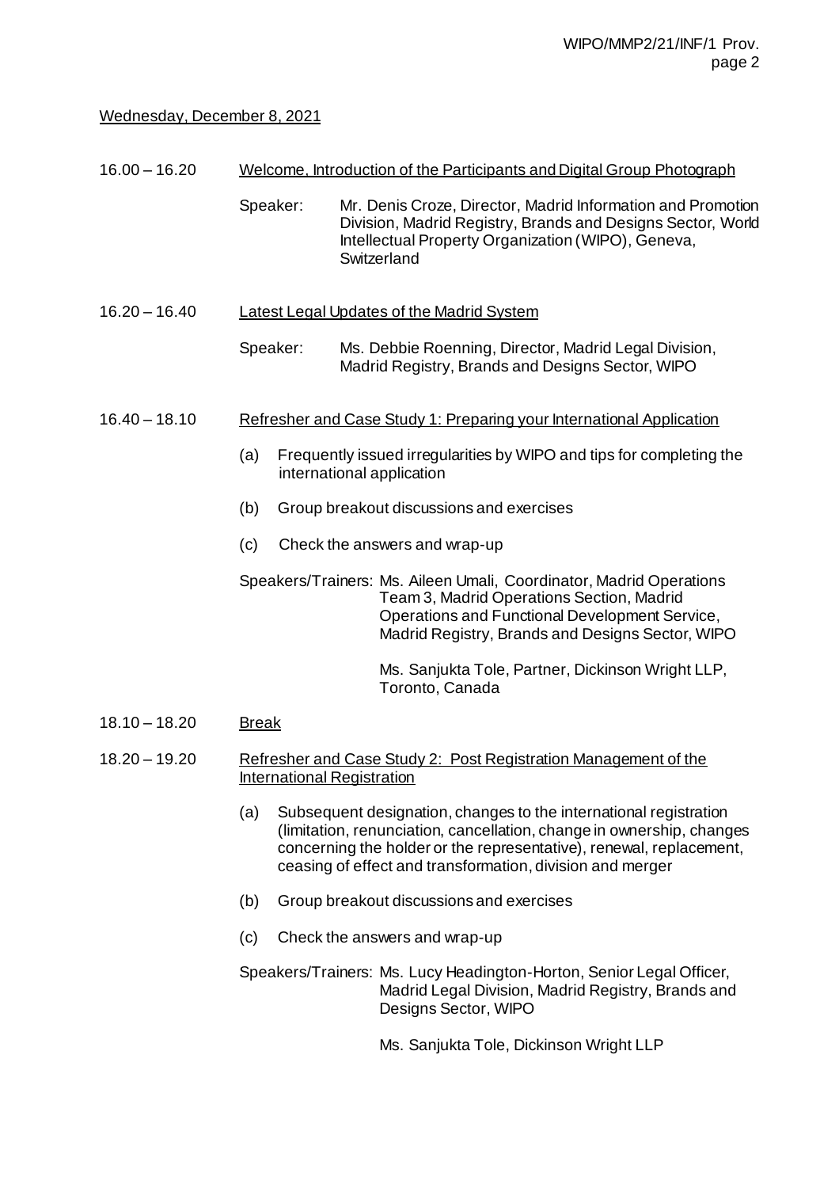Wednesday, December 8, 2021

16.00 – 16.20 Welcome, Introduction of the Participants and Digital Group Photograph

Speaker: Mr. Denis Croze, Director, Madrid Information and Promotion Division, Madrid Registry, Brands and Designs Sector, World Intellectual Property Organization (WIPO), Geneva, Switzerland

16.20 – 16.40 Latest Legal Updates of the Madrid System

Speaker: Ms. Debbie Roenning, Director, Madrid Legal Division, Madrid Registry, Brands and Designs Sector, WIPO

16.40 – 18.10 Refresher and Case Study 1: Preparing your International Application

(a) Frequently issued irregularities by WIPO and tips for completing the international application

(b) Group breakout discussions and exercises

(c) Check the answers and wrap-up

Speakers/Trainers: Ms. Aileen Umali, Coordinator, Madrid Operations Team 3, Madrid Operations Section, Madrid Operations and Functional Development Service, Madrid Registry, Brands and Designs Sector, WIPO

Ms. Sanjukta Tole, Partner, Dickinson Wright LLP, Toronto, Canada

18.10 – 18.20 Break

18.20 – 19.20 Refresher and Case Study 2: Post Registration Management of the International Registration

(a) Subsequent designation, changes to the international registration (limitation, renunciation, cancellation, change in ownership, changes concerning the holder or the representative), renewal, replacement, ceasing of effect and transformation, division and merger

(b) Group breakout discussions and exercises

(c) Check the answers and wrap-up

Speakers/Trainers: Ms. Lucy Headington-Horton, Senior Legal Officer, Madrid Legal Division, Madrid Registry, Brands and Designs Sector, WIPO

Ms. Sanjukta Tole, Dickinson Wright LLP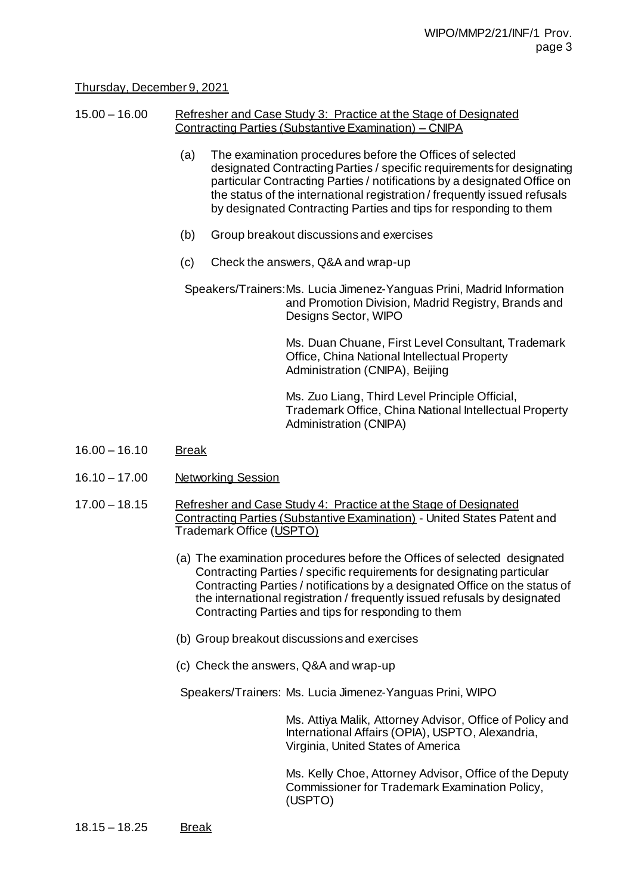Thursday, December 9, 2021

15.00 – 16.00 Refresher and Case Study 3: Practice at the Stage of Designated Contracting Parties (Substantive Examination) – CNIPA

(a) The examination procedures before the Offices of selected designated Contracting Parties / specific requirements for designating particular Contracting Parties / notifications by a designated Office on the status of the international registration / frequently issued refusals by designated Contracting Parties and tips for responding to them

(b) Group breakout discussions and exercises

(c) Check the answers, Q&A and wrap-up

Speakers/Trainers: Ms. Lucia Jimenez-Yanguas Prini, Madrid Information and Promotion Division, Madrid Registry, Brands and Designs Sector, WIPO

Ms. Duan Chuane, First Level Consultant, Trademark Office, China National Intellectual Property Administration (CNIPA), Beijing

Ms. Zuo Liang, Third Level Principle Official, Trademark Office, China National Intellectual Property Administration (CNIPA)

16.00 – 16.10 Break

16.10 – 17.00 Networking Session

17.00 – 18.15 Refresher and Case Study 4: Practice at the Stage of Designated Contracting Parties (Substantive Examination) - United States Patent and Trademark Office (USPTO)

(a) The examination procedures before the Offices of selected designated Contracting Parties / specific requirements for designating particular Contracting Parties / notifications by a designated Office on the status of the international registration / frequently issued refusals by designated Contracting Parties and tips for responding to them

(b) Group breakout discussions and exercises

(c) Check the answers, Q&A and wrap-up

Speakers/Trainers: Ms. Lucia Jimenez-Yanguas Prini, WIPO

Ms. Attiya Malik, Attorney Advisor, Office of Policy and International Affairs (OPIA), USPTO, Alexandria, Virginia, United States of America

Ms. Kelly Choe, Attorney Advisor, Office of the Deputy Commissioner for Trademark Examination Policy, (USPTO)

18.15 – 18.25 Break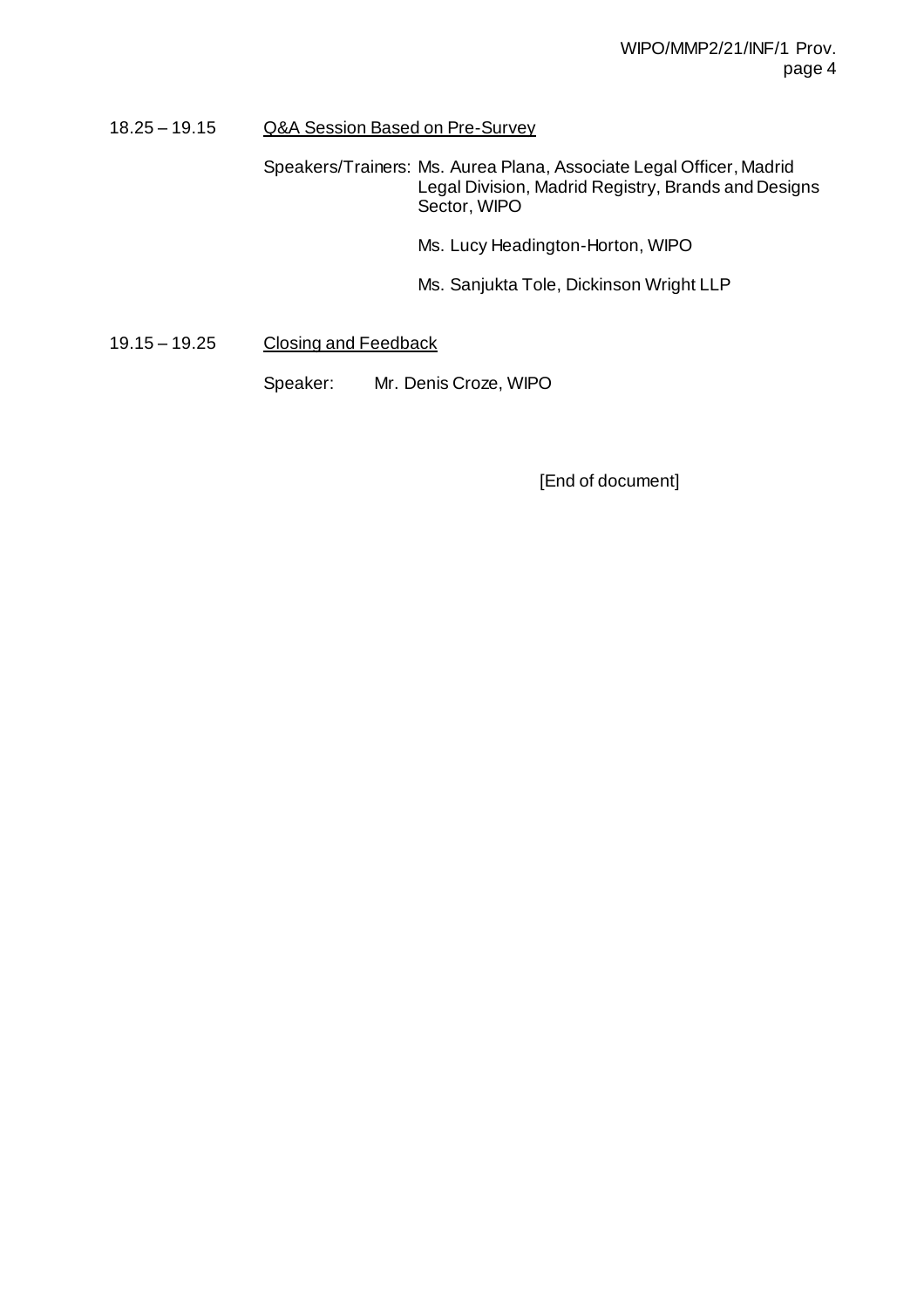18.25 – 19.15 Q&A Session Based on Pre-Survey

Speakers/Trainers: Ms. Aurea Plana, Associate Legal Officer, Madrid Legal Division, Madrid Registry, Brands and Designs Sector, WIPO

Ms. Lucy Headington-Horton, WIPO

Ms. Sanjukta Tole, Dickinson Wright LLP

19.15 – 19.25 Closing and Feedback

Speaker: Mr. Denis Croze, WIPO

[End of document]